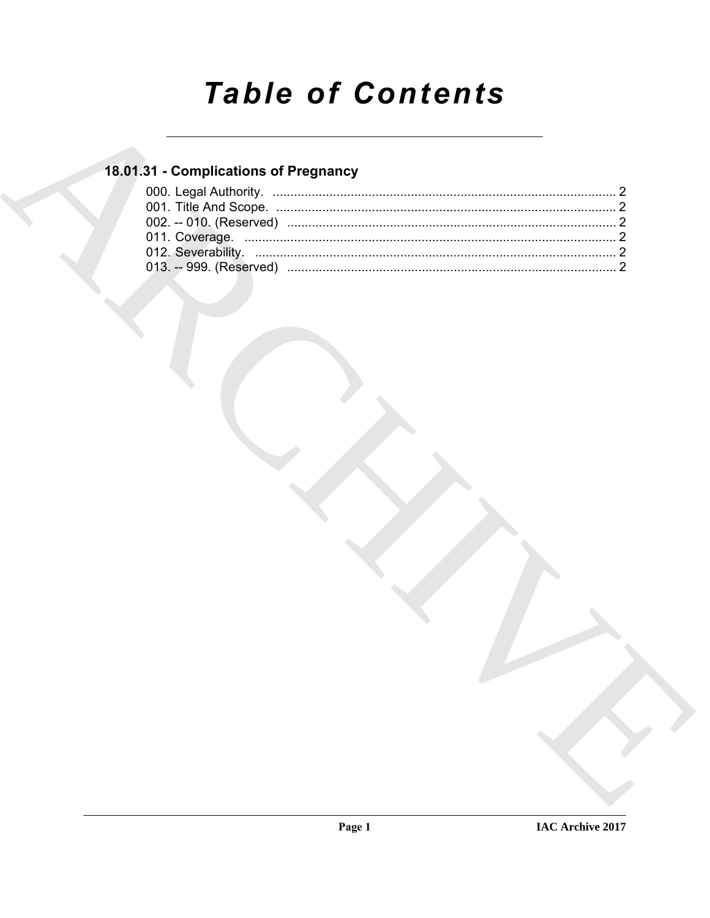# Table of Contents

## 18.01.31 - Complications of Pregnancy

000. Legal Authority. ........................................................................................... 2
001. Title And Scope. ........................................................................................... 2
002. -- 010. (Reserved) ........................................................................................... 2
011. Coverage. ........................................................................................... 2
012. Severability. ........................................................................................... 2
013. -- 999. (Reserved) ........................................................................................... 2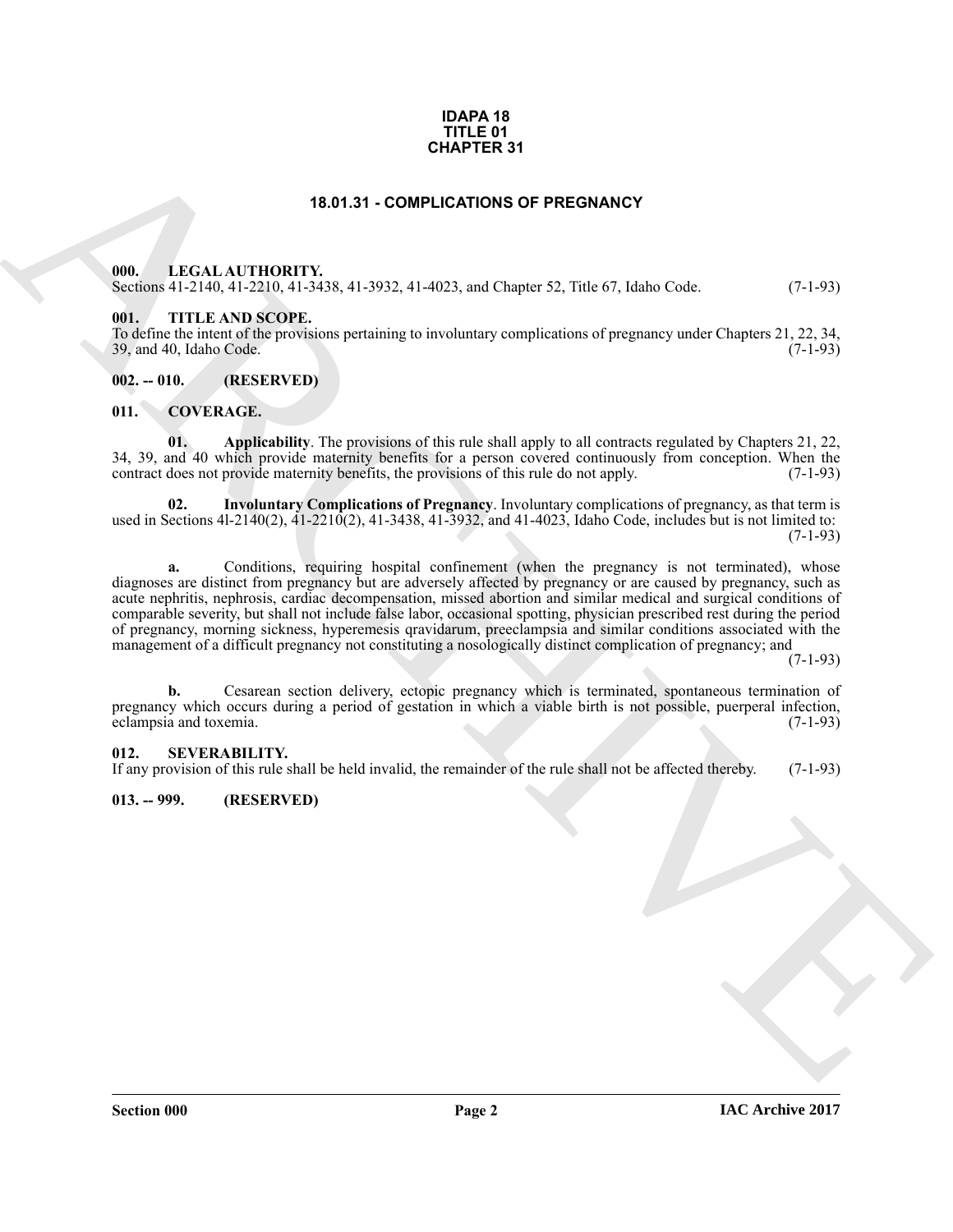# IDAPA 18
# TITLE 01
# CHAPTER 31

## 18.01.31 - COMPLICATIONS OF PREGNANCY

### 000. LEGAL AUTHORITY.

Sections 41-2140, 41-2210, 41-3438, 41-3932, 41-4023, and Chapter 52, Title 67, Idaho Code. (7-1-93)

### 001. TITLE AND SCOPE.

To define the intent of the provisions pertaining to involuntary complications of pregnancy under Chapters 21, 22, 34, 39, and 40, Idaho Code. (7-1-93)

### 002. -- 010. (RESERVED)

### 011. COVERAGE.

**01. Applicability**. The provisions of this rule shall apply to all contracts regulated by Chapters 21, 22, 34, 39, and 40 which provide maternity benefits for a person covered continuously from conception. When the contract does not provide maternity benefits, the provisions of this rule do not apply. (7-1-93)

**02. Involuntary Complications of Pregnancy**. Involuntary complications of pregnancy, as that term is used in Sections 4l-2140(2), 41-2210(2), 41-3438, 41-3932, and 41-4023, Idaho Code, includes but is not limited to: (7-1-93)

**a.** Conditions, requiring hospital confinement (when the pregnancy is not terminated), whose diagnoses are distinct from pregnancy but are adversely affected by pregnancy or are caused by pregnancy, such as acute nephritis, nephrosis, cardiac decompensation, missed abortion and similar medical and surgical conditions of comparable severity, but shall not include false labor, occasional spotting, physician prescribed rest during the period of pregnancy, morning sickness, hyperemesis qravidarum, preeclampsia and similar conditions associated with the management of a difficult pregnancy not constituting a nosologically distinct complication of pregnancy; and (7-1-93)

**b.** Cesarean section delivery, ectopic pregnancy which is terminated, spontaneous termination of pregnancy which occurs during a period of gestation in which a viable birth is not possible, puerperal infection, eclampsia and toxemia. (7-1-93)

### 012. SEVERABILITY.

If any provision of this rule shall be held invalid, the remainder of the rule shall not be affected thereby. (7-1-93)

### 013. -- 999. (RESERVED)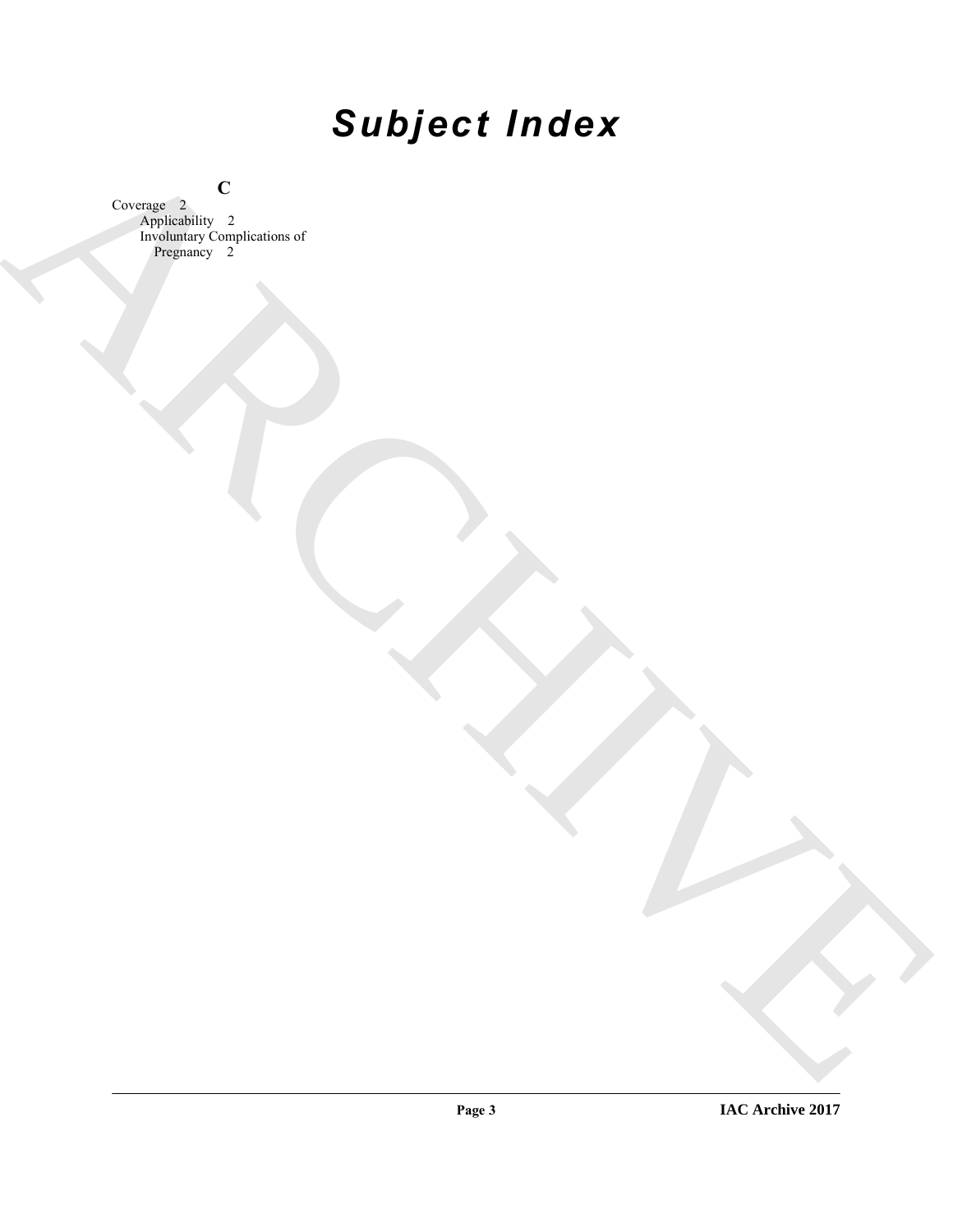# *Subject Index*

**C**

Coverage 2
- Applicability 2
- Involuntary Complications of Pregnancy 2